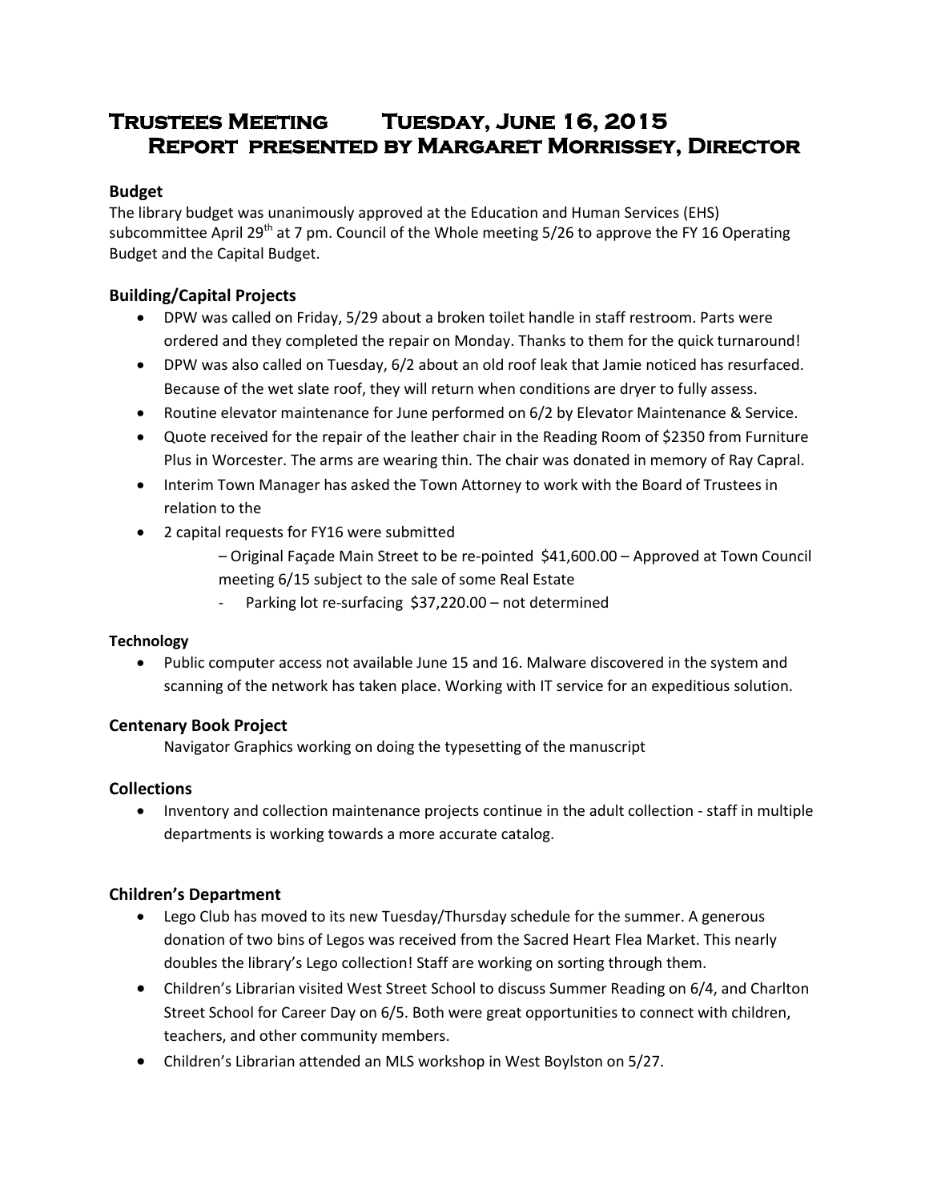# Trustees Meeting  Tuesday, June 16, 2015
## Report presented by Margaret Morrissey, Director

### Budget

The library budget was unanimously approved at the Education and Human Services (EHS) subcommittee April 29th at 7 pm. Council of the Whole meeting 5/26 to approve the FY 16 Operating Budget and the Capital Budget.

### Building/Capital Projects

- DPW was called on Friday, 5/29 about a broken toilet handle in staff restroom. Parts were ordered and they completed the repair on Monday. Thanks to them for the quick turnaround!
- DPW was also called on Tuesday, 6/2 about an old roof leak that Jamie noticed has resurfaced. Because of the wet slate roof, they will return when conditions are dryer to fully assess.
- Routine elevator maintenance for June performed on 6/2 by Elevator Maintenance & Service.
- Quote received for the repair of the leather chair in the Reading Room of $2350 from Furniture Plus in Worcester. The arms are wearing thin. The chair was donated in memory of Ray Capral.
- Interim Town Manager has asked the Town Attorney to work with the Board of Trustees in relation to the
- 2 capital requests for FY16 were submitted
  - – Original Façade Main Street to be re-pointed $41,600.00 – Approved at Town Council meeting 6/15 subject to the sale of some Real Estate
  - Parking lot re-surfacing $37,220.00 – not determined

#### Technology

- Public computer access not available June 15 and 16. Malware discovered in the system and scanning of the network has taken place. Working with IT service for an expeditious solution.

### Centenary Book Project

Navigator Graphics working on doing the typesetting of the manuscript

### Collections

- Inventory and collection maintenance projects continue in the adult collection - staff in multiple departments is working towards a more accurate catalog.

### Children's Department

- Lego Club has moved to its new Tuesday/Thursday schedule for the summer. A generous donation of two bins of Legos was received from the Sacred Heart Flea Market. This nearly doubles the library's Lego collection! Staff are working on sorting through them.
- Children's Librarian visited West Street School to discuss Summer Reading on 6/4, and Charlton Street School for Career Day on 6/5. Both were great opportunities to connect with children, teachers, and other community members.
- Children's Librarian attended an MLS workshop in West Boylston on 5/27.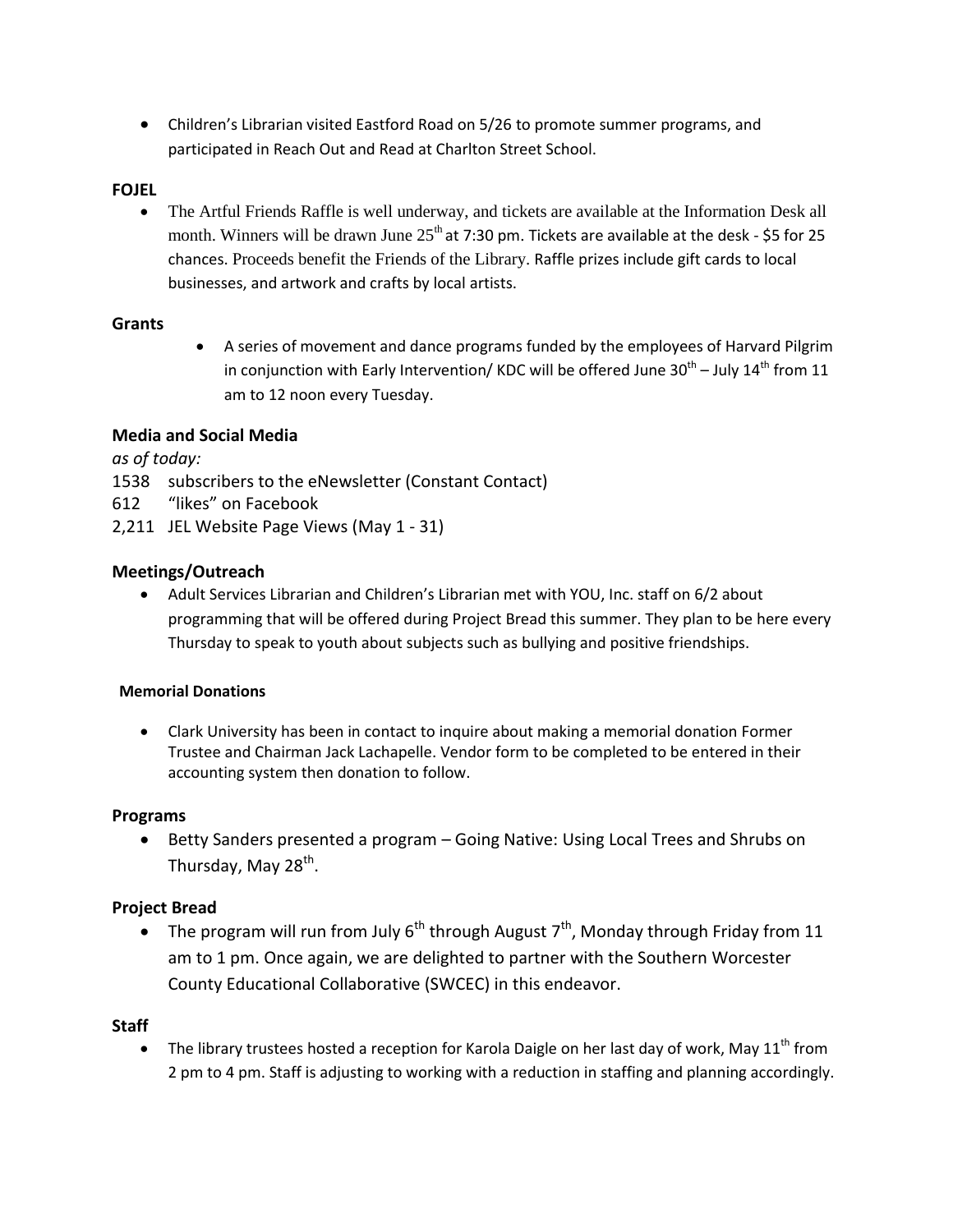- Children's Librarian visited Eastford Road on 5/26 to promote summer programs, and participated in Reach Out and Read at Charlton Street School.

**FOJEL**

- The Artful Friends Raffle is well underway, and tickets are available at the Information Desk all month. Winners will be drawn June 25th at 7:30 pm. Tickets are available at the desk - $5 for 25 chances. Proceeds benefit the Friends of the Library. Raffle prizes include gift cards to local businesses, and artwork and crafts by local artists.

**Grants**

- A series of movement and dance programs funded by the employees of Harvard Pilgrim in conjunction with Early Intervention/ KDC will be offered June 30th – July 14th from 11 am to 12 noon every Tuesday.

**Media and Social Media**

*as of today:*

1538 subscribers to the eNewsletter (Constant Contact)
612 "likes" on Facebook
2,211 JEL Website Page Views (May 1 - 31)

**Meetings/Outreach**

- Adult Services Librarian and Children's Librarian met with YOU, Inc. staff on 6/2 about programming that will be offered during Project Bread this summer. They plan to be here every Thursday to speak to youth about subjects such as bullying and positive friendships.

**Memorial Donations**

- Clark University has been in contact to inquire about making a memorial donation Former Trustee and Chairman Jack Lachapelle. Vendor form to be completed to be entered in their accounting system then donation to follow.

**Programs**

- Betty Sanders presented a program – Going Native: Using Local Trees and Shrubs on Thursday, May 28th.

**Project Bread**

- The program will run from July 6th through August 7th, Monday through Friday from 11 am to 1 pm. Once again, we are delighted to partner with the Southern Worcester County Educational Collaborative (SWCEC) in this endeavor.

**Staff**

- The library trustees hosted a reception for Karola Daigle on her last day of work, May 11th from 2 pm to 4 pm. Staff is adjusting to working with a reduction in staffing and planning accordingly.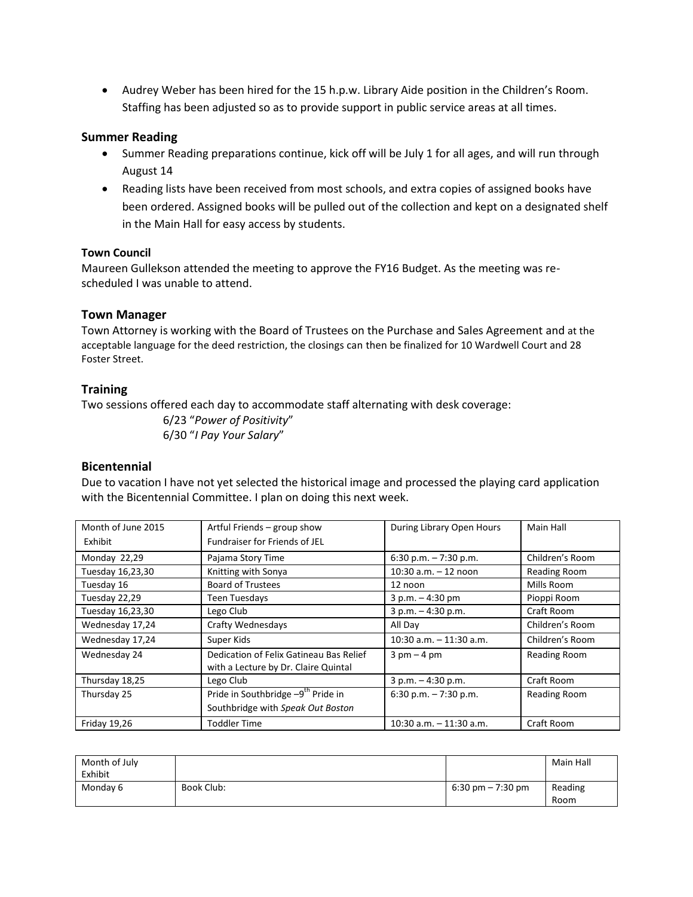- Audrey Weber has been hired for the 15 h.p.w. Library Aide position in the Children's Room. Staffing has been adjusted so as to provide support in public service areas at all times.

## Summer Reading

- Summer Reading preparations continue, kick off will be July 1 for all ages, and will run through August 14
- Reading lists have been received from most schools, and extra copies of assigned books have been ordered. Assigned books will be pulled out of the collection and kept on a designated shelf in the Main Hall for easy access by students.

### Town Council

Maureen Gullekson attended the meeting to approve the FY16 Budget. As the meeting was re-scheduled I was unable to attend.

## Town Manager

Town Attorney is working with the Board of Trustees on the Purchase and Sales Agreement and at the acceptable language for the deed restriction, the closings can then be finalized for 10 Wardwell Court and 28 Foster Street.

## Training

Two sessions offered each day to accommodate staff alternating with desk coverage:

6/23 "*Power of Positivity*"
6/30 "*I Pay Your Salary*"

## Bicentennial

Due to vacation I have not yet selected the historical image and processed the playing card application with the Bicentennial Committee. I plan on doing this next week.

| Month of June 2015 Exhibit | Artful Friends – group show Fundraiser for Friends of JEL | During Library Open Hours | Main Hall |
|---|---|---|---|
| Monday 22,29 | Pajama Story Time | 6:30 p.m. – 7:30 p.m. | Children's Room |
| Tuesday 16,23,30 | Knitting with Sonya | 10:30 a.m. – 12 noon | Reading Room |
| Tuesday 16 | Board of Trustees | 12 noon | Mills Room |
| Tuesday 22,29 | Teen Tuesdays | 3 p.m. – 4:30 pm | Pioppi Room |
| Tuesday 16,23,30 | Lego Club | 3 p.m. – 4:30 p.m. | Craft Room |
| Wednesday 17,24 | Crafty Wednesdays | All Day | Children's Room |
| Wednesday 17,24 | Super Kids | 10:30 a.m. – 11:30 a.m. | Children's Room |
| Wednesday 24 | Dedication of Felix Gatineau Bas Relief with a Lecture by Dr. Claire Quintal | 3 pm – 4 pm | Reading Room |
| Thursday 18,25 | Lego Club | 3 p.m. – 4:30 p.m. | Craft Room |
| Thursday 25 | Pride in Southbridge –9th Pride in Southbridge with *Speak Out Boston* | 6:30 p.m. – 7:30 p.m. | Reading Room |
| Friday 19,26 | Toddler Time | 10:30 a.m. – 11:30 a.m. | Craft Room |

| Month of July Exhibit | | | Main Hall |
|---|---|---|---|
| Monday 6 | Book Club: | 6:30 pm – 7:30 pm | Reading Room |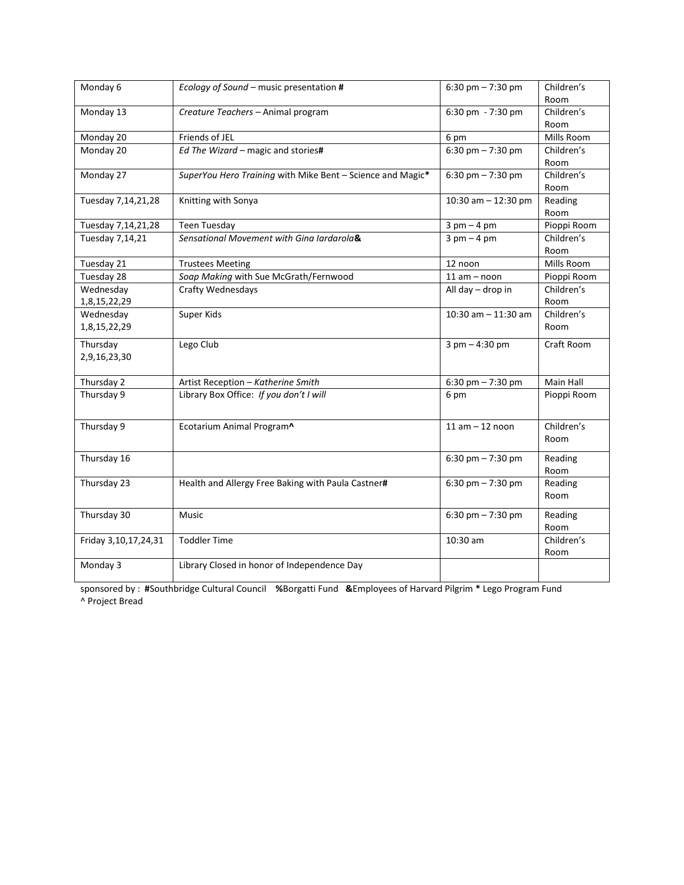| | | | |
|---|---|---|---|
| Monday 6 | *Ecology of Sound* – music presentation **#** | 6:30 pm – 7:30 pm | Children's Room |
| Monday 13 | *Creature Teachers* – Animal program | 6:30 pm - 7:30 pm | Children's Room |
| Monday 20 | Friends of JEL | 6 pm | Mills Room |
| Monday 20 | *Ed The Wizard* – magic and stories**#** | 6:30 pm – 7:30 pm | Children's Room |
| Monday 27 | *SuperYou Hero Training* with Mike Bent – Science and Magic* | 6:30 pm – 7:30 pm | Children's Room |
| Tuesday 7,14,21,28 | Knitting with Sonya | 10:30 am – 12:30 pm | Reading Room |
| Tuesday 7,14,21,28 | Teen Tuesday | 3 pm – 4 pm | Pioppi Room |
| Tuesday 7,14,21 | *Sensational Movement with Gina Iardarola***&** | 3 pm – 4 pm | Children's Room |
| Tuesday 21 | Trustees Meeting | 12 noon | Mills Room |
| Tuesday 28 | *Soap Making* with Sue McGrath/Fernwood | 11 am – noon | Pioppi Room |
| Wednesday 1,8,15,22,29 | Crafty Wednesdays | All day – drop in | Children's Room |
| Wednesday 1,8,15,22,29 | Super Kids | 10:30 am – 11:30 am | Children's Room |
| Thursday 2,9,16,23,30 | Lego Club | 3 pm – 4:30 pm | Craft Room |
| Thursday 2 | Artist Reception – *Katherine Smith* | 6:30 pm – 7:30 pm | Main Hall |
| Thursday 9 | Library Box Office: *If you don't I will* | 6 pm | Pioppi Room |
| Thursday 9 | Ecotarium Animal Program**^** | 11 am – 12 noon | Children's Room |
| Thursday 16 | | 6:30 pm – 7:30 pm | Reading Room |
| Thursday 23 | Health and Allergy Free Baking with Paula Castner**#** | 6:30 pm – 7:30 pm | Reading Room |
| Thursday 30 | Music | 6:30 pm – 7:30 pm | Reading Room |
| Friday 3,10,17,24,31 | Toddler Time | 10:30 am | Children's Room |
| Monday 3 | Library Closed in honor of Independence Day | | |

sponsored by : **#**Southbridge Cultural Council **%**Borgatti Fund **&**Employees of Harvard Pilgrim ***** Lego Program Fund
^ Project Bread